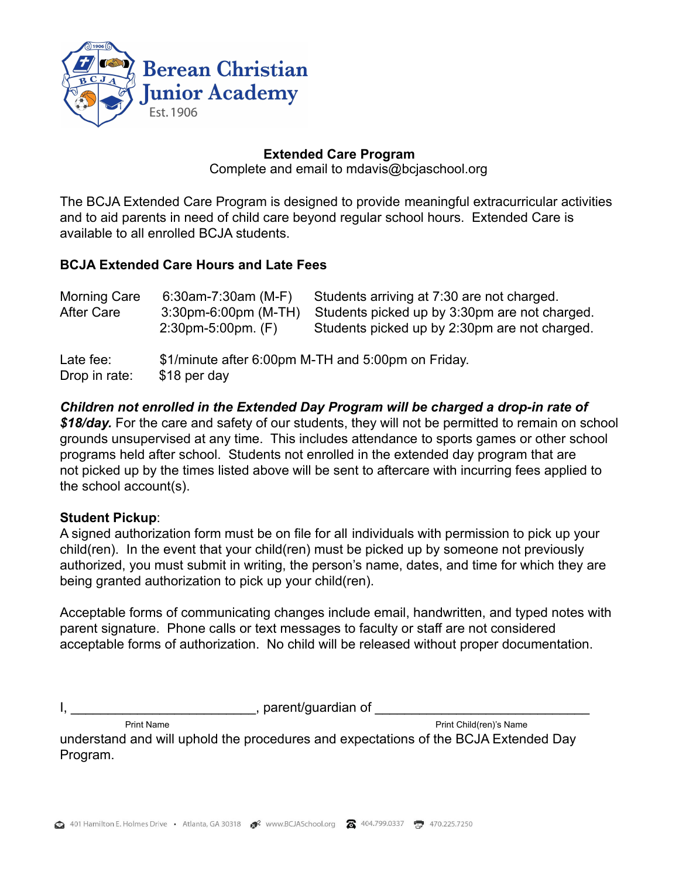# Berean Christian Junior Academy

Est. 1906

**Extended Care Program**

Complete and email to mdavis@bcjaschool.org

The BCJA Extended Care Program is designed to provide meaningful extracurricular activities and to aid parents in need of child care beyond regular school hours. Extended Care is available to all enrolled BCJA students.

**BCJA Extended Care Hours and Late Fees**

| | | |
|---|---|---|
| Morning Care | 6:30am-7:30am (M-F) | Students arriving at 7:30 are not charged. |
| After Care | 3:30pm-6:00pm (M-TH) | Students picked up by 3:30pm are not charged. |
| | 2:30pm-5:00pm. (F) | Students picked up by 2:30pm are not charged. |

| | |
|---|---|
| Late fee: | $1/minute after 6:00pm M-TH and 5:00pm on Friday. |
| Drop in rate: | $18 per day |

***Children not enrolled in the Extended Day Program will be charged a drop-in rate of $18/day.*** For the care and safety of our students, they will not be permitted to remain on school grounds unsupervised at any time. This includes attendance to sports games or other school programs held after school. Students not enrolled in the extended day program that are not picked up by the times listed above will be sent to aftercare with incurring fees applied to the school account(s).

**Student Pickup**:

A signed authorization form must be on file for all individuals with permission to pick up your child(ren). In the event that your child(ren) must be picked up by someone not previously authorized, you must submit in writing, the person's name, dates, and time for which they are being granted authorization to pick up your child(ren).

Acceptable forms of communicating changes include email, handwritten, and typed notes with parent signature. Phone calls or text messages to faculty or staff are not considered acceptable forms of authorization. No child will be released without proper documentation.

I, ________________________, parent/guardian of ______________________________

Print Name Print Child(ren)'s Name

understand and will uphold the procedures and expectations of the BCJA Extended Day Program.

401 Hamilton E. Holmes Drive • Atlanta, GA 30318 www.BCJASchool.org 404.799.0337 470.225.7250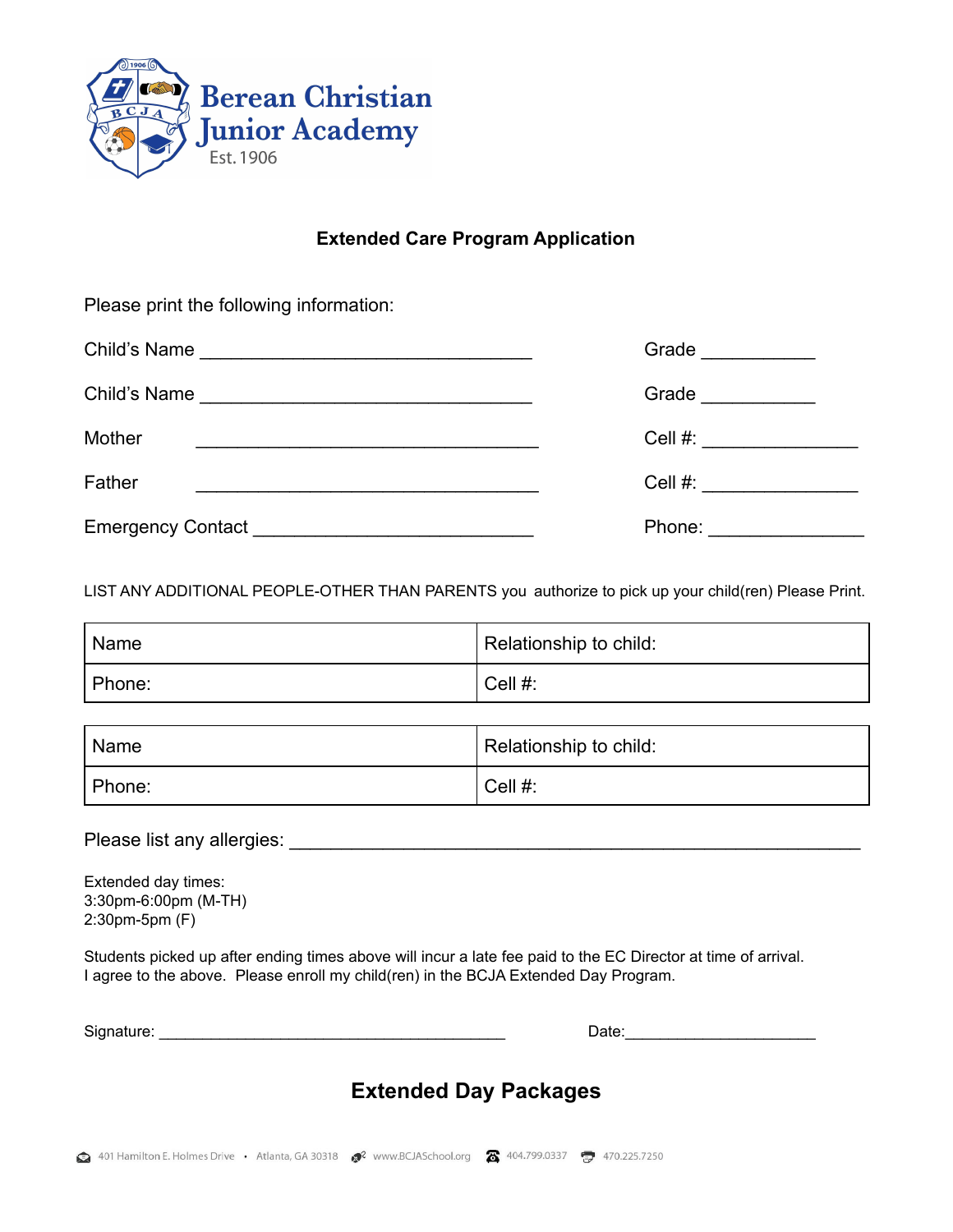Berean Christian Junior Academy
Est. 1906

## Extended Care Program Application

Please print the following information:

Child's Name ________________________________ Grade ___________

Child's Name ________________________________ Grade ___________

Mother ________________________________ Cell #: _______________

Father ________________________________ Cell #: _______________

Emergency Contact ___________________________ Phone: _______________

LIST ANY ADDITIONAL PEOPLE-OTHER THAN PARENTS you authorize to pick up your child(ren) Please Print.

| Name | Relationship to child: |
|---|---|
| Phone: | Cell #: |

| Name | Relationship to child: |
|---|---|
| Phone: | Cell #: |

Please list any allergies: _______________________________________________________

Extended day times:
3:30pm-6:00pm (M-TH)
2:30pm-5pm (F)

Students picked up after ending times above will incur a late fee paid to the EC Director at time of arrival.
I agree to the above. Please enroll my child(ren) in the BCJA Extended Day Program.

Signature: ________________________________________ Date:_____________________

## Extended Day Packages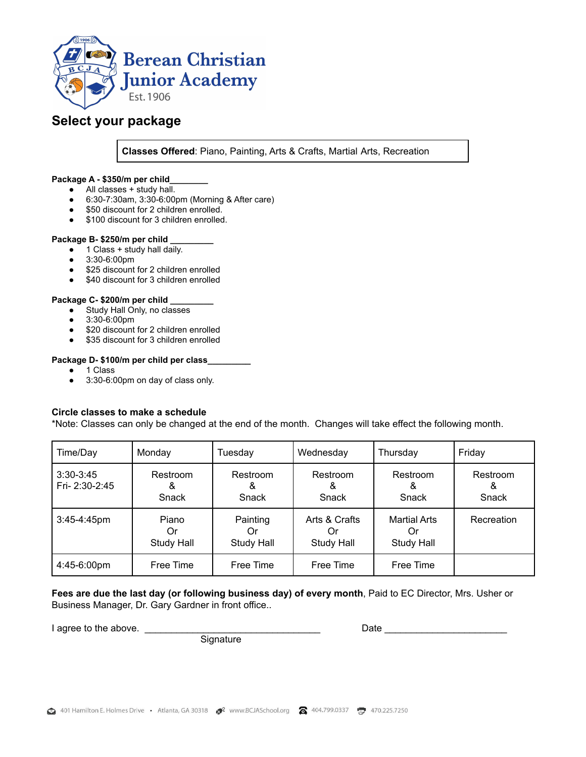Berean Christian Junior Academy

Est. 1906

## Select your package

**Classes Offered**: Piano, Painting, Arts & Crafts, Martial Arts, Recreation

**Package A - $350/m per child________**

- All classes + study hall.
- 6:30-7:30am, 3:30-6:00pm (Morning & After care)
- $50 discount for 2 children enrolled.
- $100 discount for 3 children enrolled.

**Package B- $250/m per child _________**

- 1 Class + study hall daily.
- 3:30-6:00pm
- $25 discount for 2 children enrolled
- $40 discount for 3 children enrolled

**Package C- $200/m per child _________**

- Study Hall Only, no classes
- 3:30-6:00pm
- $20 discount for 2 children enrolled
- $35 discount for 3 children enrolled

**Package D- $100/m per child per class_________**

- 1 Class
- 3:30-6:00pm on day of class only.

**Circle classes to make a schedule**

*Note: Classes can only be changed at the end of the month. Changes will take effect the following month.

| Time/Day | Monday | Tuesday | Wednesday | Thursday | Friday |
|---|---|---|---|---|---|
| 3:30-3:45<br>Fri- 2:30-2:45 | Restroom<br>&<br>Snack | Restroom<br>&<br>Snack | Restroom<br>&<br>Snack | Restroom<br>&<br>Snack | Restroom<br>&<br>Snack |
| 3:45-4:45pm | Piano<br>Or<br>Study Hall | Painting<br>Or<br>Study Hall | Arts & Crafts<br>Or<br>Study Hall | Martial Arts<br>Or<br>Study Hall | Recreation |
| 4:45-6:00pm | Free Time | Free Time | Free Time | Free Time | |

**Fees are due the last day (or following business day) of every month**, Paid to EC Director, Mrs. Usher or Business Manager, Dr. Gary Gardner in front office..

I agree to the above. ___________________________________ Date ________________________

Signature

401 Hamilton E. Holmes Drive • Atlanta, GA 30318 www.BCJASchool.org 404.799.0337 470.225.7250